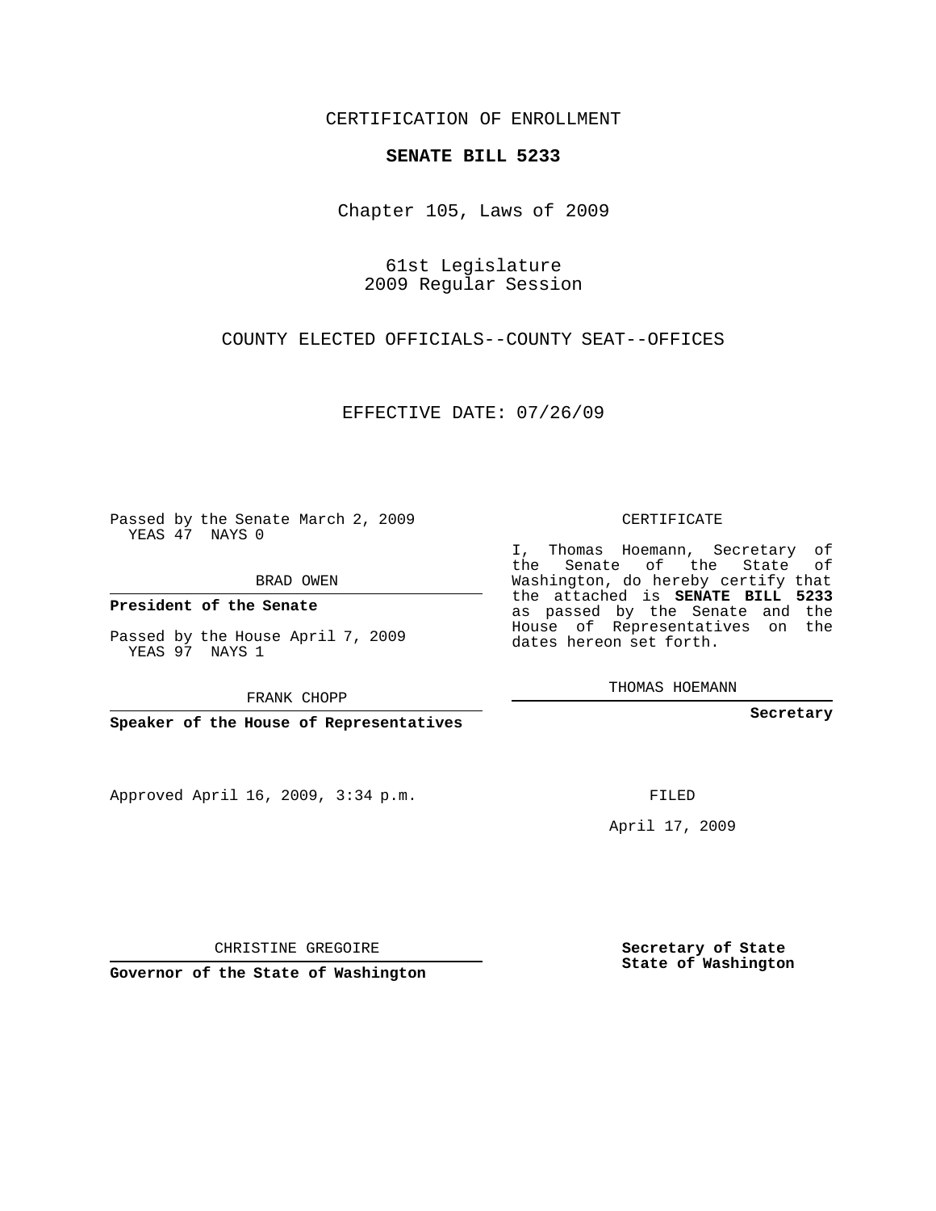CERTIFICATION OF ENROLLMENT

**SENATE BILL 5233**

Chapter 105, Laws of 2009

61st Legislature
2009 Regular Session

COUNTY ELECTED OFFICIALS--COUNTY SEAT--OFFICES

EFFECTIVE DATE: 07/26/09

Passed by the Senate March 2, 2009
YEAS 47 NAYS 0

BRAD OWEN

**President of the Senate**

Passed by the House April 7, 2009
YEAS 97 NAYS 1

FRANK CHOPP

**Speaker of the House of Representatives**

Approved April 16, 2009, 3:34 p.m.

CHRISTINE GREGOIRE

**Governor of the State of Washington**

CERTIFICATE

I, Thomas Hoemann, Secretary of the Senate of the State of Washington, do hereby certify that the attached is **SENATE BILL 5233** as passed by the Senate and the House of Representatives on the dates hereon set forth.

THOMAS HOEMANN

**Secretary**

FILED

April 17, 2009

**Secretary of State**
**State of Washington**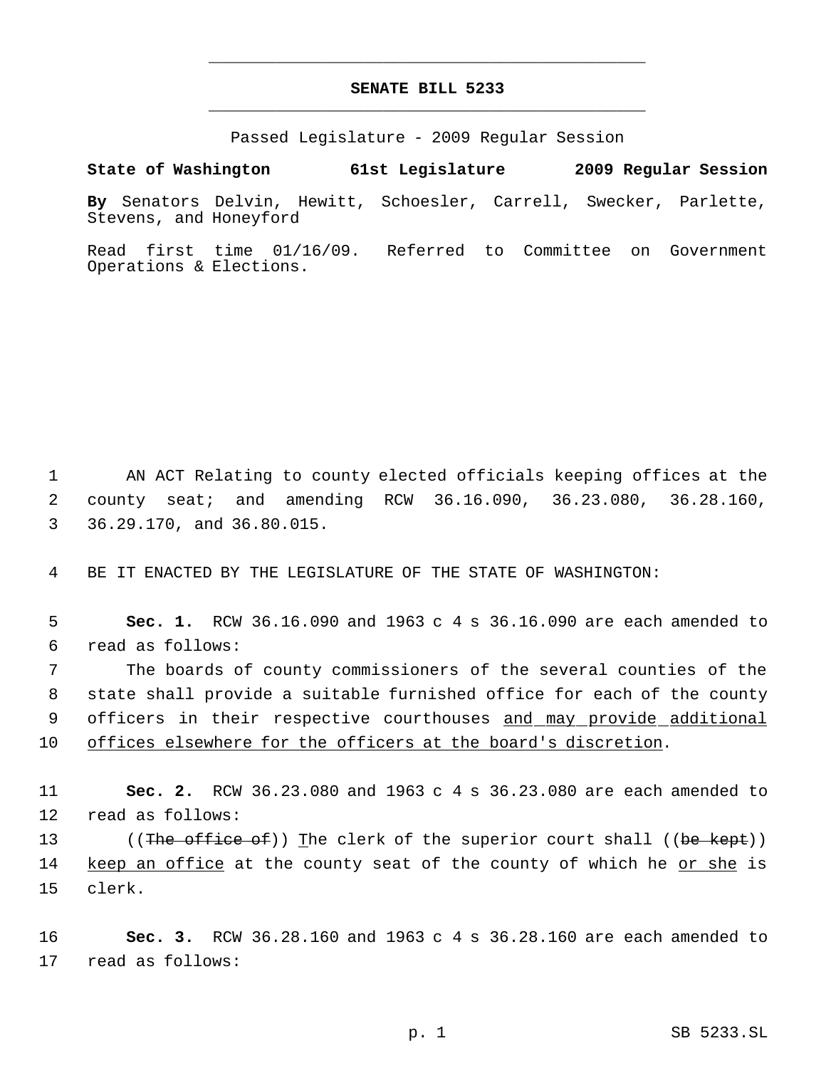# SENATE BILL 5233

Passed Legislature - 2009 Regular Session

**State of Washington 61st Legislature 2009 Regular Session**

**By** Senators Delvin, Hewitt, Schoesler, Carrell, Swecker, Parlette, Stevens, and Honeyford

Read first time 01/16/09. Referred to Committee on Government Operations & Elections.

1 AN ACT Relating to county elected officials keeping offices at the
2 county seat; and amending RCW 36.16.090, 36.23.080, 36.28.160,
3 36.29.170, and 36.80.015.

4 BE IT ENACTED BY THE LEGISLATURE OF THE STATE OF WASHINGTON:

5 **Sec. 1.** RCW 36.16.090 and 1963 c 4 s 36.16.090 are each amended to
6 read as follows:

7 The boards of county commissioners of the several counties of the
8 state shall provide a suitable furnished office for each of the county
9 officers in their respective courthouses <u>and may provide additional</u>
10 <u>offices elsewhere for the officers at the board's discretion</u>.

11 **Sec. 2.** RCW 36.23.080 and 1963 c 4 s 36.23.080 are each amended to
12 read as follows:

13 ((~~The office of~~)) <u>T</u>he clerk of the superior court shall ((~~be kept~~))
14 <u>keep an office</u> at the county seat of the county of which he <u>or she</u> is
15 clerk.

16 **Sec. 3.** RCW 36.28.160 and 1963 c 4 s 36.28.160 are each amended to
17 read as follows: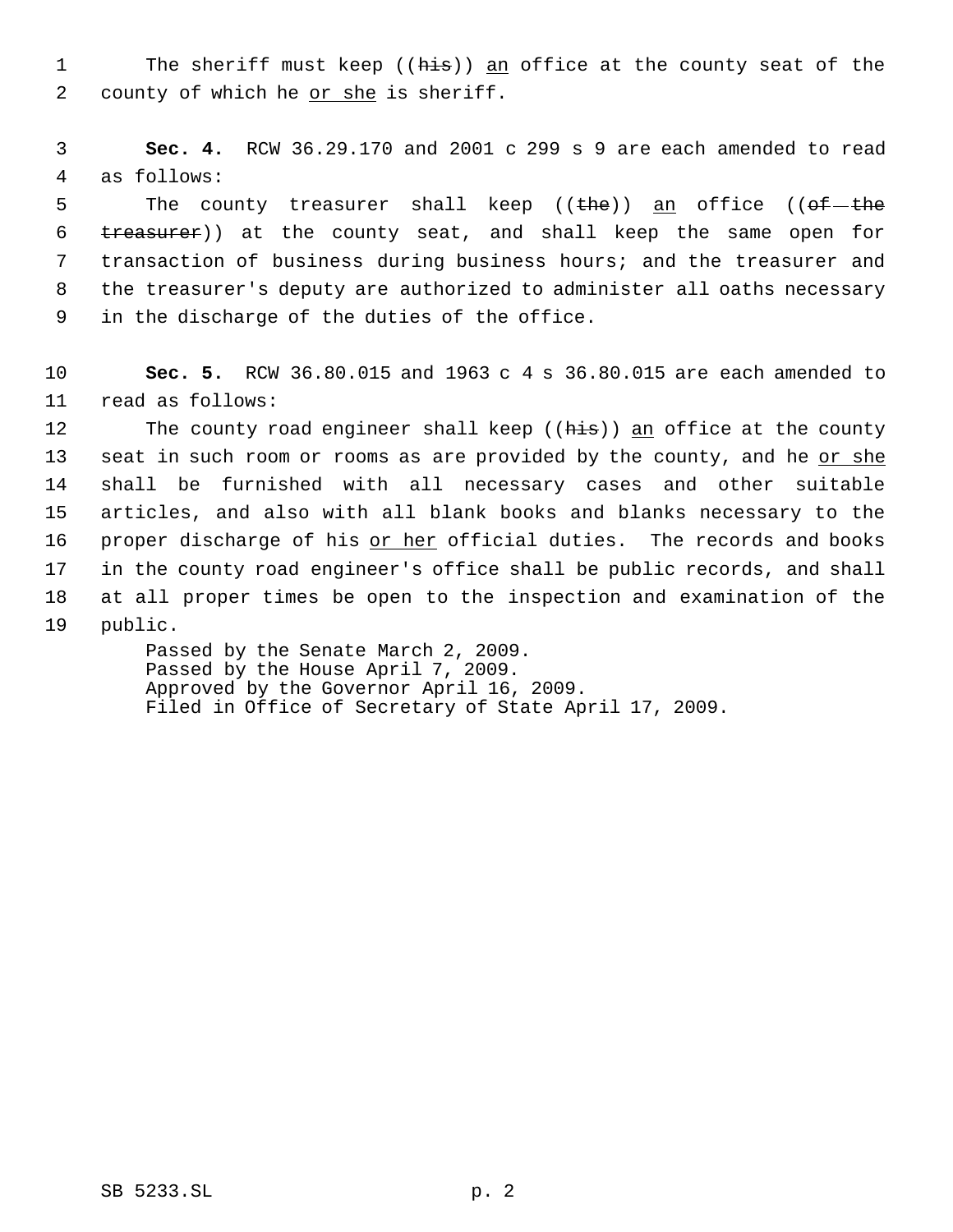The sheriff must keep ((~~his~~)) <u>an</u> office at the county seat of the county of which he <u>or she</u> is sheriff.

**Sec. 4.** RCW 36.29.170 and 2001 c 299 s 9 are each amended to read as follows:

The county treasurer shall keep ((~~the~~)) <u>an</u> office ((~~of the treasurer~~)) at the county seat, and shall keep the same open for transaction of business during business hours; and the treasurer and the treasurer's deputy are authorized to administer all oaths necessary in the discharge of the duties of the office.

**Sec. 5.** RCW 36.80.015 and 1963 c 4 s 36.80.015 are each amended to read as follows:

The county road engineer shall keep ((~~his~~)) <u>an</u> office at the county seat in such room or rooms as are provided by the county, and he <u>or she</u> shall be furnished with all necessary cases and other suitable articles, and also with all blank books and blanks necessary to the proper discharge of his <u>or her</u> official duties. The records and books in the county road engineer's office shall be public records, and shall at all proper times be open to the inspection and examination of the public.

Passed by the Senate March 2, 2009.
Passed by the House April 7, 2009.
Approved by the Governor April 16, 2009.
Filed in Office of Secretary of State April 17, 2009.